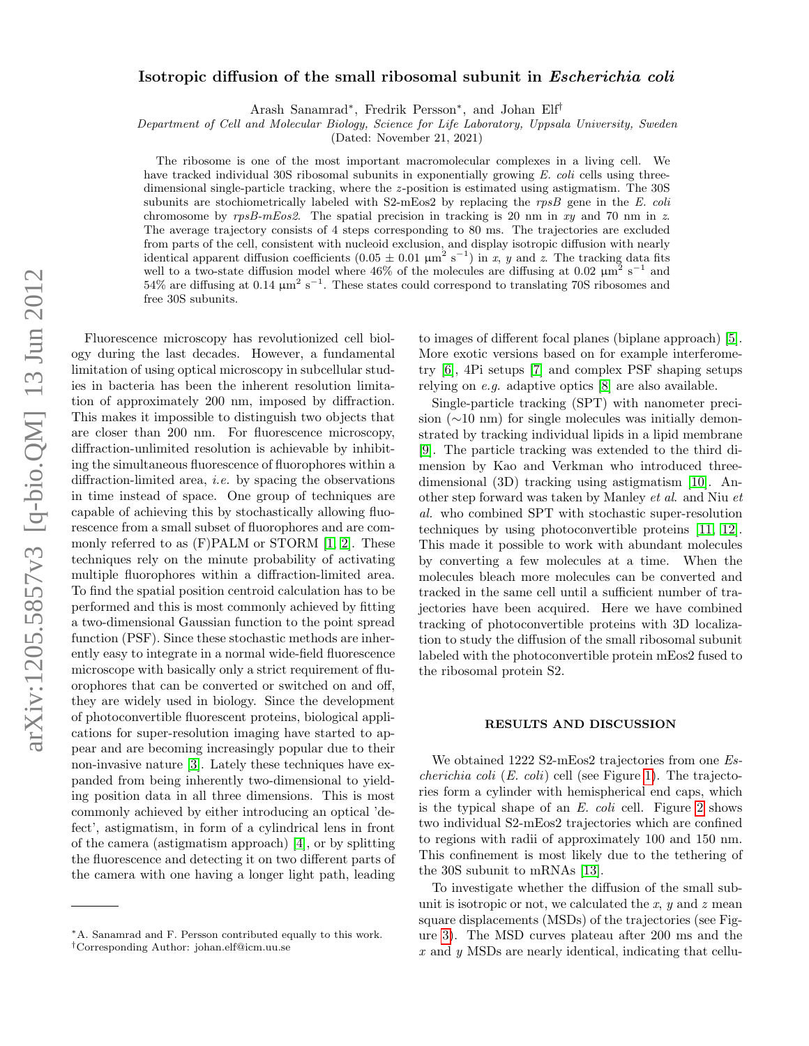# Isotropic diffusion of the small ribosomal subunit in *Escherichia coli*

Arash Sanamrad*, Fredrik Persson*, and Johan Elf†

*Department of Cell and Molecular Biology, Science for Life Laboratory, Uppsala University, Sweden*

(Dated: November 21, 2021)

The ribosome is one of the most important macromolecular complexes in a living cell. We have tracked individual 30S ribosomal subunits in exponentially growing *E. coli* cells using three-dimensional single-particle tracking, where the $z$-position is estimated using astigmatism. The 30S subunits are stochiometrically labeled with S2-mEos2 by replacing the *rpsB* gene in the *E. coli* chromosome by *rpsB-mEos2*. The spatial precision in tracking is 20 nm in $xy$ and 70 nm in $z$. The average trajectory consists of 4 steps corresponding to 80 ms. The trajectories are excluded from parts of the cell, consistent with nucleoid exclusion, and display isotropic diffusion with nearly identical apparent diffusion coefficients ($0.05 \pm 0.01$ μm$^2$ s$^{-1}$) in $x$, $y$ and $z$. The tracking data fits well to a two-state diffusion model where 46% of the molecules are diffusing at 0.02 μm$^2$ s$^{-1}$ and 54% are diffusing at 0.14 μm$^2$ s$^{-1}$. These states could correspond to translating 70S ribosomes and free 30S subunits.

Fluorescence microscopy has revolutionized cell biology during the last decades. However, a fundamental limitation of using optical microscopy in subcellular studies in bacteria has been the inherent resolution limitation of approximately 200 nm, imposed by diffraction. This makes it impossible to distinguish two objects that are closer than 200 nm. For fluorescence microscopy, diffraction-unlimited resolution is achievable by inhibiting the simultaneous fluorescence of fluorophores within a diffraction-limited area, *i.e.* by spacing the observations in time instead of space. One group of techniques are capable of achieving this by stochastically allowing fluorescence from a small subset of fluorophores and are commonly referred to as (F)PALM or STORM [1, 2]. These techniques rely on the minute probability of activating multiple fluorophores within a diffraction-limited area. To find the spatial position centroid calculation has to be performed and this is most commonly achieved by fitting a two-dimensional Gaussian function to the point spread function (PSF). Since these stochastic methods are inherently easy to integrate in a normal wide-field fluorescence microscope with basically only a strict requirement of fluorophores that can be converted or switched on and off, they are widely used in biology. Since the development of photoconvertible fluorescent proteins, biological applications for super-resolution imaging have started to appear and are becoming increasingly popular due to their non-invasive nature [3]. Lately these techniques have expanded from being inherently two-dimensional to yielding position data in all three dimensions. This is most commonly achieved by either introducing an optical 'defect', astigmatism, in form of a cylindrical lens in front of the camera (astigmatism approach) [4], or by splitting the fluorescence and detecting it on two different parts of the camera with one having a longer light path, leading to images of different focal planes (biplane approach) [5]. More exotic versions based on for example interferometry [6], 4Pi setups [7] and complex PSF shaping setups relying on *e.g.* adaptive optics [8] are also available.

Single-particle tracking (SPT) with nanometer precision (∼10 nm) for single molecules was initially demonstrated by tracking individual lipids in a lipid membrane [9]. The particle tracking was extended to the third dimension by Kao and Verkman who introduced three-dimensional (3D) tracking using astigmatism [10]. Another step forward was taken by Manley *et al.* and Niu *et al.* who combined SPT with stochastic super-resolution techniques by using photoconvertible proteins [11, 12]. This made it possible to work with abundant molecules by converting a few molecules at a time. When the molecules bleach more molecules can be converted and tracked in the same cell until a sufficient number of trajectories have been acquired. Here we have combined tracking of photoconvertible proteins with 3D localization to study the diffusion of the small ribosomal subunit labeled with the photoconvertible protein mEos2 fused to the ribosomal protein S2.

## RESULTS AND DISCUSSION

We obtained 1222 S2-mEos2 trajectories from one *Escherichia coli* (*E. coli*) cell (see Figure 1). The trajectories form a cylinder with hemispherical end caps, which is the typical shape of an *E. coli* cell. Figure 2 shows two individual S2-mEos2 trajectories which are confined to regions with radii of approximately 100 and 150 nm. This confinement is most likely due to the tethering of the 30S subunit to mRNAs [13].

To investigate whether the diffusion of the small subunit is isotropic or not, we calculated the $x$, $y$ and $z$ mean square displacements (MSDs) of the trajectories (see Figure 3). The MSD curves plateau after 200 ms and the $x$ and $y$ MSDs are nearly identical, indicating that cellu-

*A. Sanamrad and F. Persson contributed equally to this work.
†Corresponding Author: johan.elf@icm.uu.se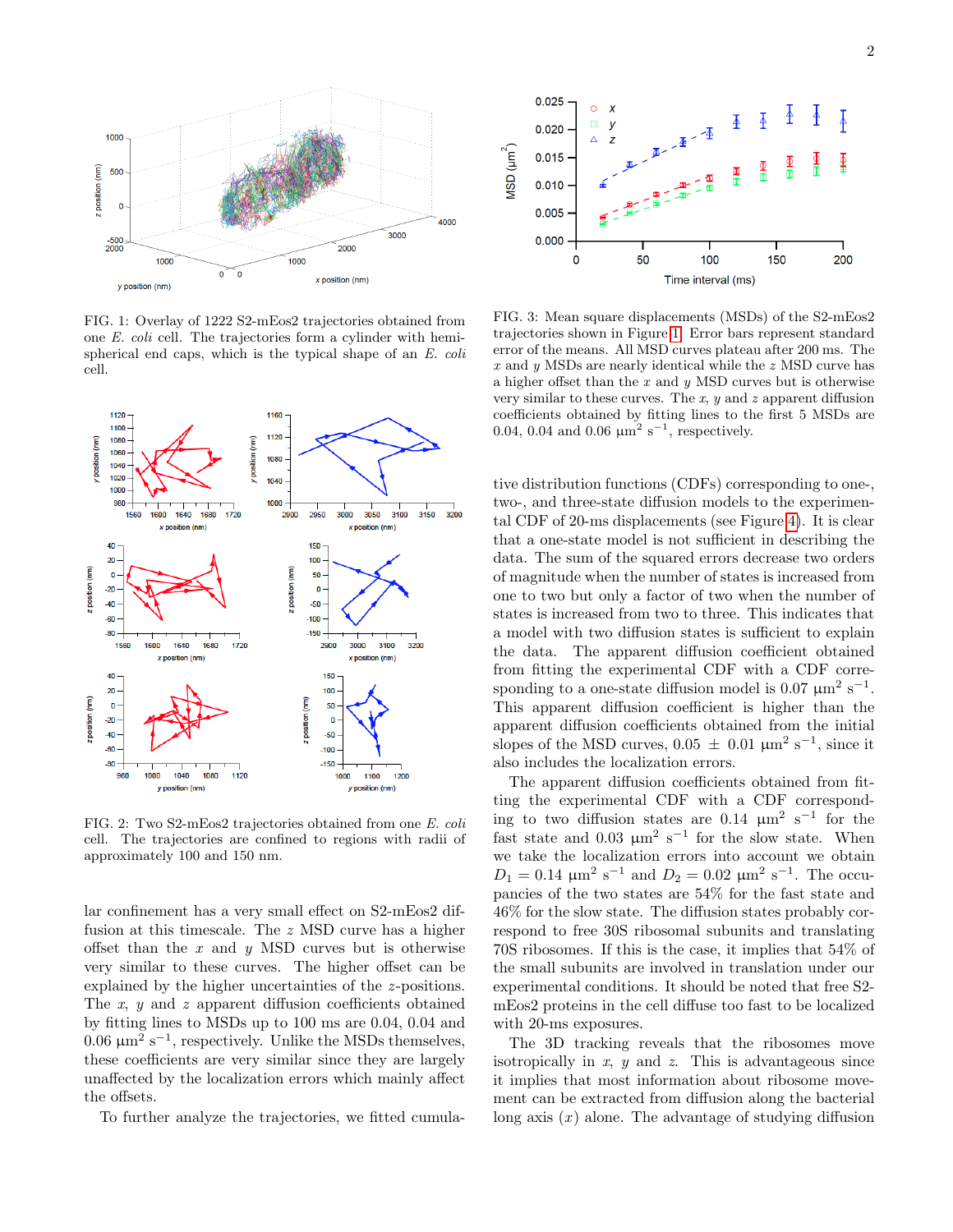FIG. 1: Overlay of 1222 S2-mEos2 trajectories obtained from one *E. coli* cell. The trajectories form a cylinder with hemispherical end caps, which is the typical shape of an *E. coli* cell.

FIG. 2: Two S2-mEos2 trajectories obtained from one *E. coli* cell. The trajectories are confined to regions with radii of approximately 100 and 150 nm.

lar confinement has a very small effect on S2-mEos2 diffusion at this timescale. The $z$ MSD curve has a higher offset than the $x$ and $y$ MSD curves but is otherwise very similar to these curves. The higher offset can be explained by the higher uncertainties of the $z$-positions. The $x$, $y$ and $z$ apparent diffusion coefficients obtained by fitting lines to MSDs up to 100 ms are 0.04, 0.04 and 0.06 $\mu m^2\ s^{-1}$, respectively. Unlike the MSDs themselves, these coefficients are very similar since they are largely unaffected by the localization errors which mainly affect the offsets.

To further analyze the trajectories, we fitted cumulative distribution functions (CDFs) corresponding to one-, two-, and three-state diffusion models to the experimental CDF of 20-ms displacements (see Figure 4). It is clear that a one-state model is not sufficient in describing the data. The sum of the squared errors decrease two orders of magnitude when the number of states is increased from one to two but only a factor of two when the number of states is increased from two to three. This indicates that a model with two diffusion states is sufficient to explain the data. The apparent diffusion coefficient obtained from fitting the experimental CDF with a CDF corresponding to a one-state diffusion model is 0.07 $\mu m^2\ s^{-1}$. This apparent diffusion coefficient is higher than the apparent diffusion coefficients obtained from the initial slopes of the MSD curves, 0.05 $\pm$ 0.01 $\mu m^2\ s^{-1}$, since it also includes the localization errors.

FIG. 3: Mean square displacements (MSDs) of the S2-mEos2 trajectories shown in Figure 1. Error bars represent standard error of the means. All MSD curves plateau after 200 ms. The $x$ and $y$ MSDs are nearly identical while the $z$ MSD curve has a higher offset than the $x$ and $y$ MSD curves but is otherwise very similar to these curves. The $x$, $y$ and $z$ apparent diffusion coefficients obtained by fitting lines to the first 5 MSDs are 0.04, 0.04 and 0.06 $\mu m^2\ s^{-1}$, respectively.

The apparent diffusion coefficients obtained from fitting the experimental CDF with a CDF corresponding to two diffusion states are 0.14 $\mu m^2\ s^{-1}$ for the fast state and 0.03 $\mu m^2\ s^{-1}$ for the slow state. When we take the localization errors into account we obtain $D_1 = 0.14\ \mu m^2\ s^{-1}$ and $D_2 = 0.02\ \mu m^2\ s^{-1}$. The occupancies of the two states are 54% for the fast state and 46% for the slow state. The diffusion states probably correspond to free 30S ribosomal subunits and translating 70S ribosomes. If this is the case, it implies that 54% of the small subunits are involved in translation under our experimental conditions. It should be noted that free S2-mEos2 proteins in the cell diffuse too fast to be localized with 20-ms exposures.

The 3D tracking reveals that the ribosomes move isotropically in $x$, $y$ and $z$. This is advantageous since it implies that most information about ribosome movement can be extracted from diffusion along the bacterial long axis ($x$) alone. The advantage of studying diffusion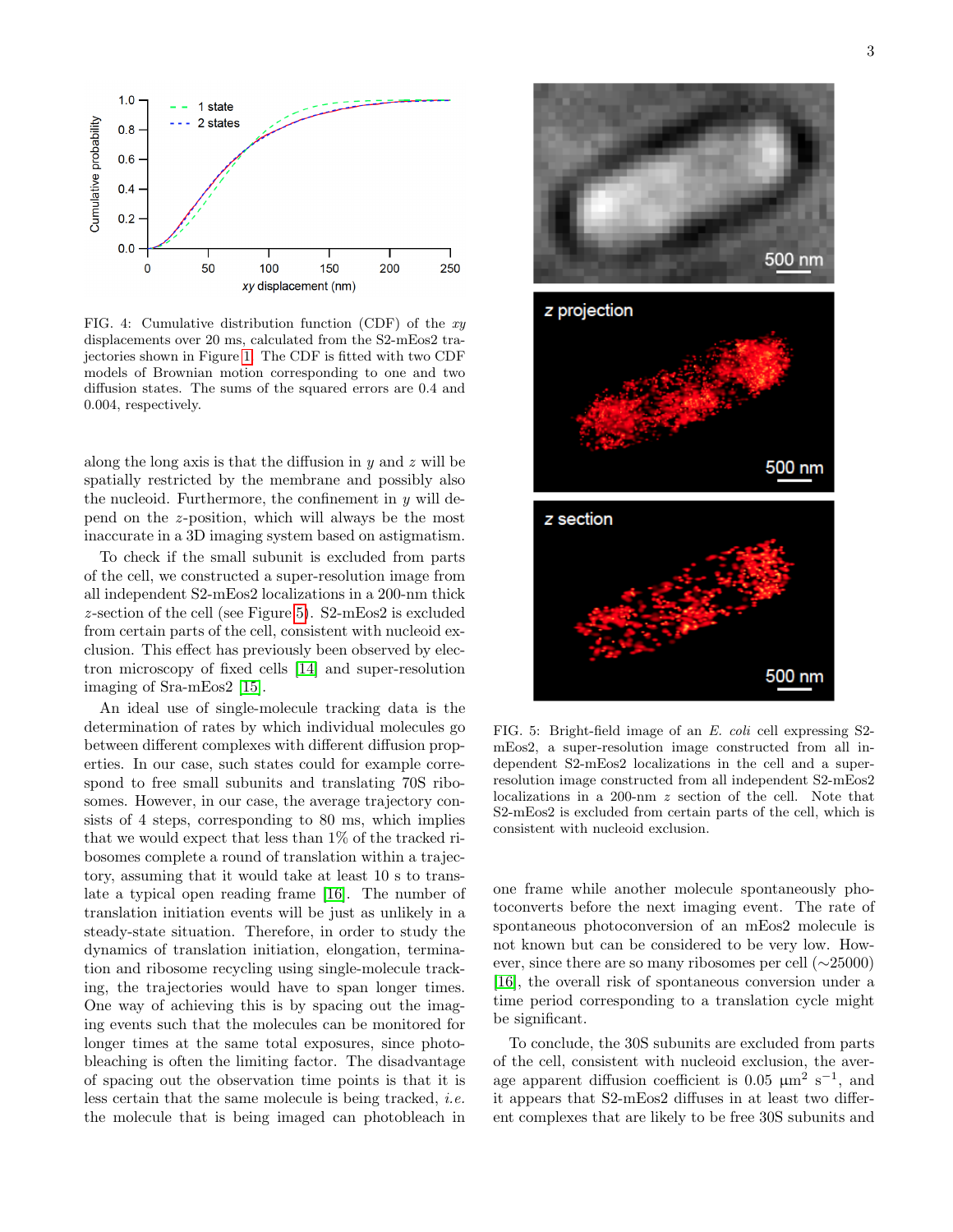FIG. 4: Cumulative distribution function (CDF) of the $xy$ displacements over 20 ms, calculated from the S2-mEos2 trajectories shown in Figure 1. The CDF is fitted with two CDF models of Brownian motion corresponding to one and two diffusion states. The sums of the squared errors are 0.4 and 0.004, respectively.

along the long axis is that the diffusion in $y$ and $z$ will be spatially restricted by the membrane and possibly also the nucleoid. Furthermore, the confinement in $y$ will depend on the $z$-position, which will always be the most inaccurate in a 3D imaging system based on astigmatism.

To check if the small subunit is excluded from parts of the cell, we constructed a super-resolution image from all independent S2-mEos2 localizations in a 200-nm thick $z$-section of the cell (see Figure 5). S2-mEos2 is excluded from certain parts of the cell, consistent with nucleoid exclusion. This effect has previously been observed by electron microscopy of fixed cells [14] and super-resolution imaging of Sra-mEos2 [15].

An ideal use of single-molecule tracking data is the determination of rates by which individual molecules go between different complexes with different diffusion properties. In our case, such states could for example correspond to free small subunits and translating 70S ribosomes. However, in our case, the average trajectory consists of 4 steps, corresponding to 80 ms, which implies that we would expect that less than 1% of the tracked ribosomes complete a round of translation within a trajectory, assuming that it would take at least 10 s to translate a typical open reading frame [16]. The number of translation initiation events will be just as unlikely in a steady-state situation. Therefore, in order to study the dynamics of translation initiation, elongation, termination and ribosome recycling using single-molecule tracking, the trajectories would have to span longer times. One way of achieving this is by spacing out the imaging events such that the molecules can be monitored for longer times at the same total exposures, since photobleaching is often the limiting factor. The disadvantage of spacing out the observation time points is that it is less certain that the same molecule is being tracked, *i.e.* the molecule that is being imaged can photobleach in one frame while another molecule spontaneously photoconverts before the next imaging event. The rate of spontaneous photoconversion of an mEos2 molecule is not known but can be considered to be very low. However, since there are so many ribosomes per cell (∼25000) [16], the overall risk of spontaneous conversion under a time period corresponding to a translation cycle might be significant.

FIG. 5: Bright-field image of an *E. coli* cell expressing S2-mEos2, a super-resolution image constructed from all independent S2-mEos2 localizations in the cell and a super-resolution image constructed from all independent S2-mEos2 localizations in a 200-nm $z$ section of the cell. Note that S2-mEos2 is excluded from certain parts of the cell, which is consistent with nucleoid exclusion.

To conclude, the 30S subunits are excluded from parts of the cell, consistent with nucleoid exclusion, the average apparent diffusion coefficient is 0.05 $\mu m^2\ s^{-1}$, and it appears that S2-mEos2 diffuses in at least two different complexes that are likely to be free 30S subunits and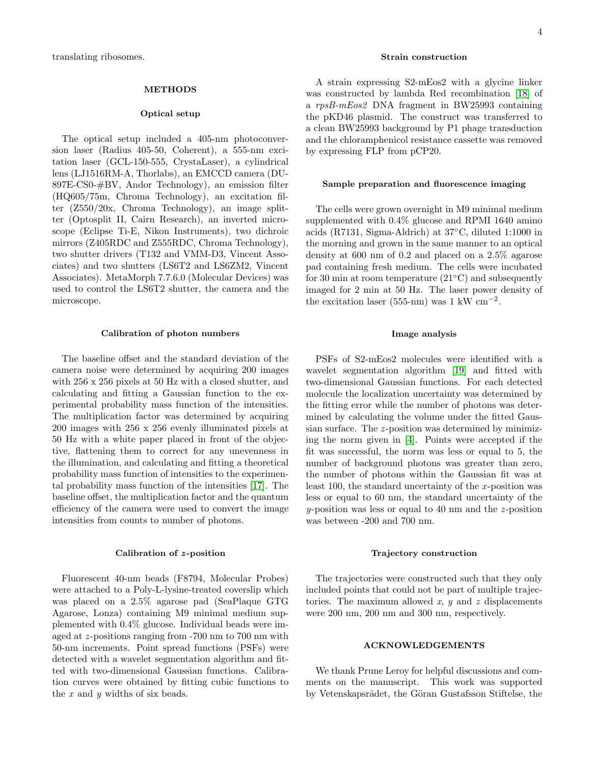translating ribosomes.

## METHODS

### Optical setup

The optical setup included a 405-nm photoconversion laser (Radius 405-50, Coherent), a 555-nm excitation laser (GCL-150-555, CrystaLaser), a cylindrical lens (LJ1516RM-A, Thorlabs), an EMCCD camera (DU-897E-CS0-#BV, Andor Technology), an emission filter (HQ605/75m, Chroma Technology), an excitation filter (Z550/20x, Chroma Technology), an image splitter (Optosplit II, Cairn Research), an inverted microscope (Eclipse Ti-E, Nikon Instruments), two dichroic mirrors (Z405RDC and Z555RDC, Chroma Technology), two shutter drivers (T132 and VMM-D3, Vincent Associates) and two shutters (LS6T2 and LS6ZM2, Vincent Associates). MetaMorph 7.7.6.0 (Molecular Devices) was used to control the LS6T2 shutter, the camera and the microscope.

### Calibration of photon numbers

The baseline offset and the standard deviation of the camera noise were determined by acquiring 200 images with 256 x 256 pixels at 50 Hz with a closed shutter, and calculating and fitting a Gaussian function to the experimental probability mass function of the intensities. The multiplication factor was determined by acquiring 200 images with 256 x 256 evenly illuminated pixels at 50 Hz with a white paper placed in front of the objective, flattening them to correct for any unevenness in the illumination, and calculating and fitting a theoretical probability mass function of intensities to the experimental probability mass function of the intensities [17]. The baseline offset, the multiplication factor and the quantum efficiency of the camera were used to convert the image intensities from counts to number of photons.

### Calibration of $z$-position

Fluorescent 40-nm beads (F8794, Molecular Probes) were attached to a Poly-L-lysine-treated coverslip which was placed on a 2.5% agarose pad (SeaPlaque GTG Agarose, Lonza) containing M9 minimal medium supplemented with 0.4% glucose. Individual beads were imaged at $z$-positions ranging from -700 nm to 700 nm with 50-nm increments. Point spread functions (PSFs) were detected with a wavelet segmentation algorithm and fitted with two-dimensional Gaussian functions. Calibration curves were obtained by fitting cubic functions to the $x$ and $y$ widths of six beads.

### Strain construction

A strain expressing S2-mEos2 with a glycine linker was constructed by lambda Red recombination [18] of a *rpsB-mEos2* DNA fragment in BW25993 containing the pKD46 plasmid. The construct was transferred to a clean BW25993 background by P1 phage transduction and the chloramphenicol resistance cassette was removed by expressing FLP from pCP20.

### Sample preparation and fluorescence imaging

The cells were grown overnight in M9 minimal medium supplemented with 0.4% glucose and RPMI 1640 amino acids (R7131, Sigma-Aldrich) at 37°C, diluted 1:1000 in the morning and grown in the same manner to an optical density at 600 nm of 0.2 and placed on a 2.5% agarose pad containing fresh medium. The cells were incubated for 30 min at room temperature (21°C) and subsequently imaged for 2 min at 50 Hz. The laser power density of the excitation laser (555-nm) was 1 kW cm$^{-2}$.

### Image analysis

PSFs of S2-mEos2 molecules were identified with a wavelet segmentation algorithm [19] and fitted with two-dimensional Gaussian functions. For each detected molecule the localization uncertainty was determined by the fitting error while the number of photons was determined by calculating the volume under the fitted Gaussian surface. The $z$-position was determined by minimizing the norm given in [4]. Points were accepted if the fit was successful, the norm was less or equal to 5, the number of background photons was greater than zero, the number of photons within the Gaussian fit was at least 100, the standard uncertainty of the $x$-position was less or equal to 60 nm, the standard uncertainty of the $y$-position was less or equal to 40 nm and the $z$-position was between -200 and 700 nm.

### Trajectory construction

The trajectories were constructed such that they only included points that could not be part of multiple trajectories. The maximum allowed $x$, $y$ and $z$ displacements were 200 nm, 200 nm and 300 nm, respectively.

## ACKNOWLEDGEMENTS

We thank Prune Leroy for helpful discussions and comments on the manuscript. This work was supported by Vetenskapsrådet, the Göran Gustafsson Stiftelse, the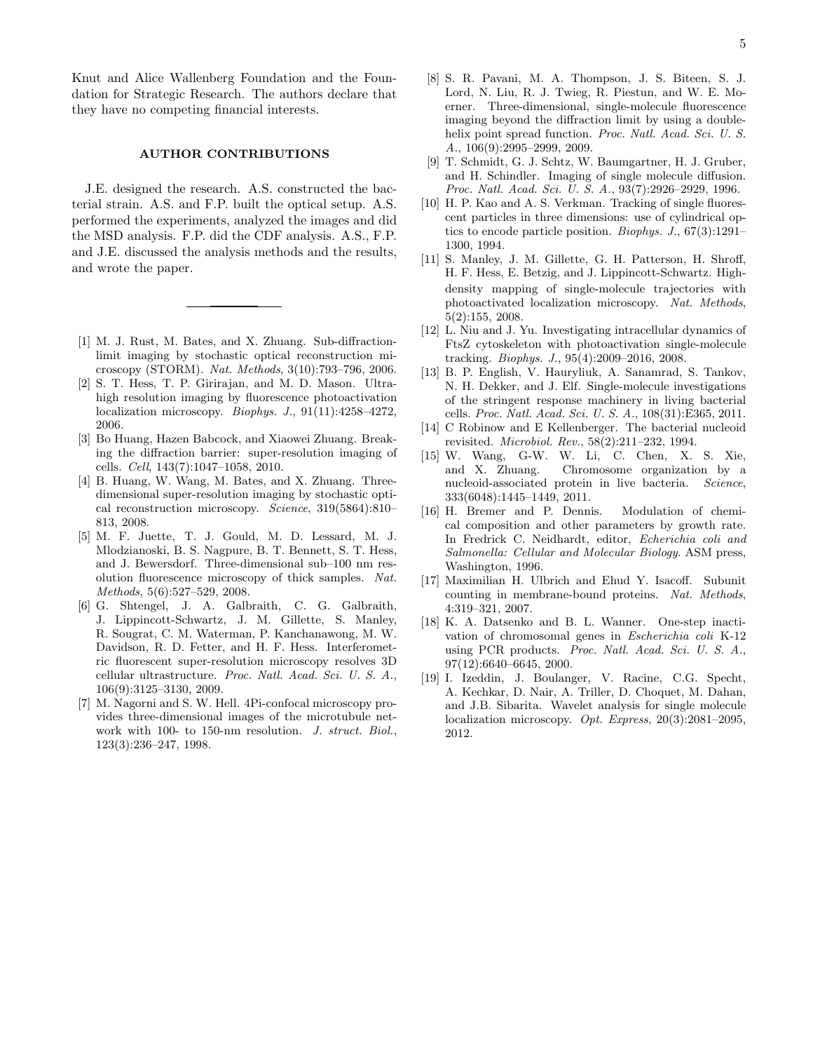Knut and Alice Wallenberg Foundation and the Foundation for Strategic Research. The authors declare that they have no competing financial interests.

## AUTHOR CONTRIBUTIONS

J.E. designed the research. A.S. constructed the bacterial strain. A.S. and F.P. built the optical setup. A.S. performed the experiments, analyzed the images and did the MSD analysis. F.P. did the CDF analysis. A.S., F.P. and J.E. discussed the analysis methods and the results, and wrote the paper.

---

[1] M. J. Rust, M. Bates, and X. Zhuang. Sub-diffraction-limit imaging by stochastic optical reconstruction microscopy (STORM). *Nat. Methods*, 3(10):793–796, 2006.

[2] S. T. Hess, T. P. Girirajan, and M. D. Mason. Ultra-high resolution imaging by fluorescence photoactivation localization microscopy. *Biophys. J.*, 91(11):4258–4272, 2006.

[3] Bo Huang, Hazen Babcock, and Xiaowei Zhuang. Breaking the diffraction barrier: super-resolution imaging of cells. *Cell*, 143(7):1047–1058, 2010.

[4] B. Huang, W. Wang, M. Bates, and X. Zhuang. Three-dimensional super-resolution imaging by stochastic optical reconstruction microscopy. *Science*, 319(5864):810–813, 2008.

[5] M. F. Juette, T. J. Gould, M. D. Lessard, M. J. Mlodzianoski, B. S. Nagpure, B. T. Bennett, S. T. Hess, and J. Bewersdorf. Three-dimensional sub–100 nm resolution fluorescence microscopy of thick samples. *Nat. Methods*, 5(6):527–529, 2008.

[6] G. Shtengel, J. A. Galbraith, C. G. Galbraith, J. Lippincott-Schwartz, J. M. Gillette, S. Manley, R. Sougrat, C. M. Waterman, P. Kanchanawong, M. W. Davidson, R. D. Fetter, and H. F. Hess. Interferometric fluorescent super-resolution microscopy resolves 3D cellular ultrastructure. *Proc. Natl. Acad. Sci. U. S. A.*, 106(9):3125–3130, 2009.

[7] M. Nagorni and S. W. Hell. 4Pi-confocal microscopy provides three-dimensional images of the microtubule network with 100- to 150-nm resolution. *J. struct. Biol.*, 123(3):236–247, 1998.

[8] S. R. Pavani, M. A. Thompson, J. S. Biteen, S. J. Lord, N. Liu, R. J. Twieg, R. Piestun, and W. E. Moerner. Three-dimensional, single-molecule fluorescence imaging beyond the diffraction limit by using a double-helix point spread function. *Proc. Natl. Acad. Sci. U. S. A.*, 106(9):2995–2999, 2009.

[9] T. Schmidt, G. J. Schtz, W. Baumgartner, H. J. Gruber, and H. Schindler. Imaging of single molecule diffusion. *Proc. Natl. Acad. Sci. U. S. A.*, 93(7):2926–2929, 1996.

[10] H. P. Kao and A. S. Verkman. Tracking of single fluorescent particles in three dimensions: use of cylindrical optics to encode particle position. *Biophys. J.*, 67(3):1291–1300, 1994.

[11] S. Manley, J. M. Gillette, G. H. Patterson, H. Shroff, H. F. Hess, E. Betzig, and J. Lippincott-Schwartz. High-density mapping of single-molecule trajectories with photoactivated localization microscopy. *Nat. Methods*, 5(2):155, 2008.

[12] L. Niu and J. Yu. Investigating intracellular dynamics of FtsZ cytoskeleton with photoactivation single-molecule tracking. *Biophys. J.*, 95(4):2009–2016, 2008.

[13] B. P. English, V. Hauryliuk, A. Sanamrad, S. Tankov, N. H. Dekker, and J. Elf. Single-molecule investigations of the stringent response machinery in living bacterial cells. *Proc. Natl. Acad. Sci. U. S. A.*, 108(31):E365, 2011.

[14] C Robinow and E Kellenberger. The bacterial nucleoid revisited. *Microbiol. Rev.*, 58(2):211–232, 1994.

[15] W. Wang, G-W. W. Li, C. Chen, X. S. Xie, and X. Zhuang. Chromosome organization by a nucleoid-associated protein in live bacteria. *Science*, 333(6048):1445–1449, 2011.

[16] H. Bremer and P. Dennis. Modulation of chemical composition and other parameters by growth rate. In Fredrick C. Neidhardt, editor, *Echerichia coli and Salmonella: Cellular and Molecular Biology*. ASM press, Washington, 1996.

[17] Maximilian H. Ulbrich and Ehud Y. Isacoff. Subunit counting in membrane-bound proteins. *Nat. Methods*, 4:319–321, 2007.

[18] K. A. Datsenko and B. L. Wanner. One-step inactivation of chromosomal genes in *Escherichia coli* K-12 using PCR products. *Proc. Natl. Acad. Sci. U. S. A.*, 97(12):6640–6645, 2000.

[19] I. Izeddin, J. Boulanger, V. Racine, C.G. Specht, A. Kechkar, D. Nair, A. Triller, D. Choquet, M. Dahan, and J.B. Sibarita. Wavelet analysis for single molecule localization microscopy. *Opt. Express*, 20(3):2081–2095, 2012.